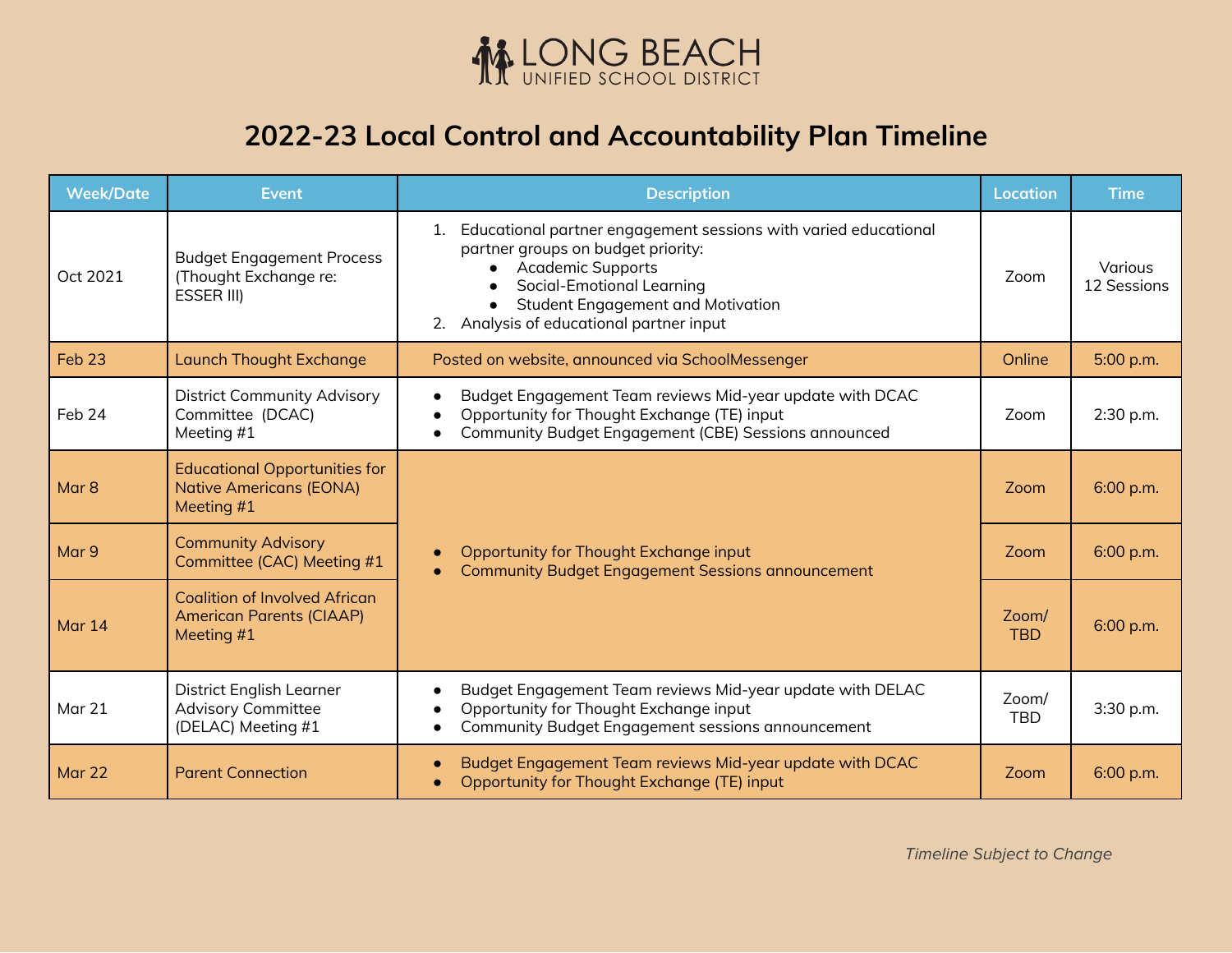LONG BEACH
UNIFIED SCHOOL DISTRICT

# 2022-23 Local Control and Accountability Plan Timeline

| Week/Date | Event | Description | Location | Time |
|---|---|---|---|---|
| Oct 2021 | Budget Engagement Process (Thought Exchange re: ESSER III) | 1. Educational partner engagement sessions with varied educational partner groups on budget priority: • Academic Supports • Social-Emotional Learning • Student Engagement and Motivation 2. Analysis of educational partner input | Zoom | Various 12 Sessions |
| Feb 23 | Launch Thought Exchange | Posted on website, announced via SchoolMessenger | Online | 5:00 p.m. |
| Feb 24 | District Community Advisory Committee (DCAC) Meeting #1 | • Budget Engagement Team reviews Mid-year update with DCAC • Opportunity for Thought Exchange (TE) input • Community Budget Engagement (CBE) Sessions announced | Zoom | 2:30 p.m. |
| Mar 8 | Educational Opportunities for Native Americans (EONA) Meeting #1 | • Opportunity for Thought Exchange input • Community Budget Engagement Sessions announcement | Zoom | 6:00 p.m. |
| Mar 9 | Community Advisory Committee (CAC) Meeting #1 | | Zoom | 6:00 p.m. |
| Mar 14 | Coalition of Involved African American Parents (CIAAP) Meeting #1 | | Zoom/ TBD | 6:00 p.m. |
| Mar 21 | District English Learner Advisory Committee (DELAC) Meeting #1 | • Budget Engagement Team reviews Mid-year update with DELAC • Opportunity for Thought Exchange input • Community Budget Engagement sessions announcement | Zoom/ TBD | 3:30 p.m. |
| Mar 22 | Parent Connection | • Budget Engagement Team reviews Mid-year update with DCAC • Opportunity for Thought Exchange (TE) input | Zoom | 6:00 p.m. |

*Timeline Subject to Change*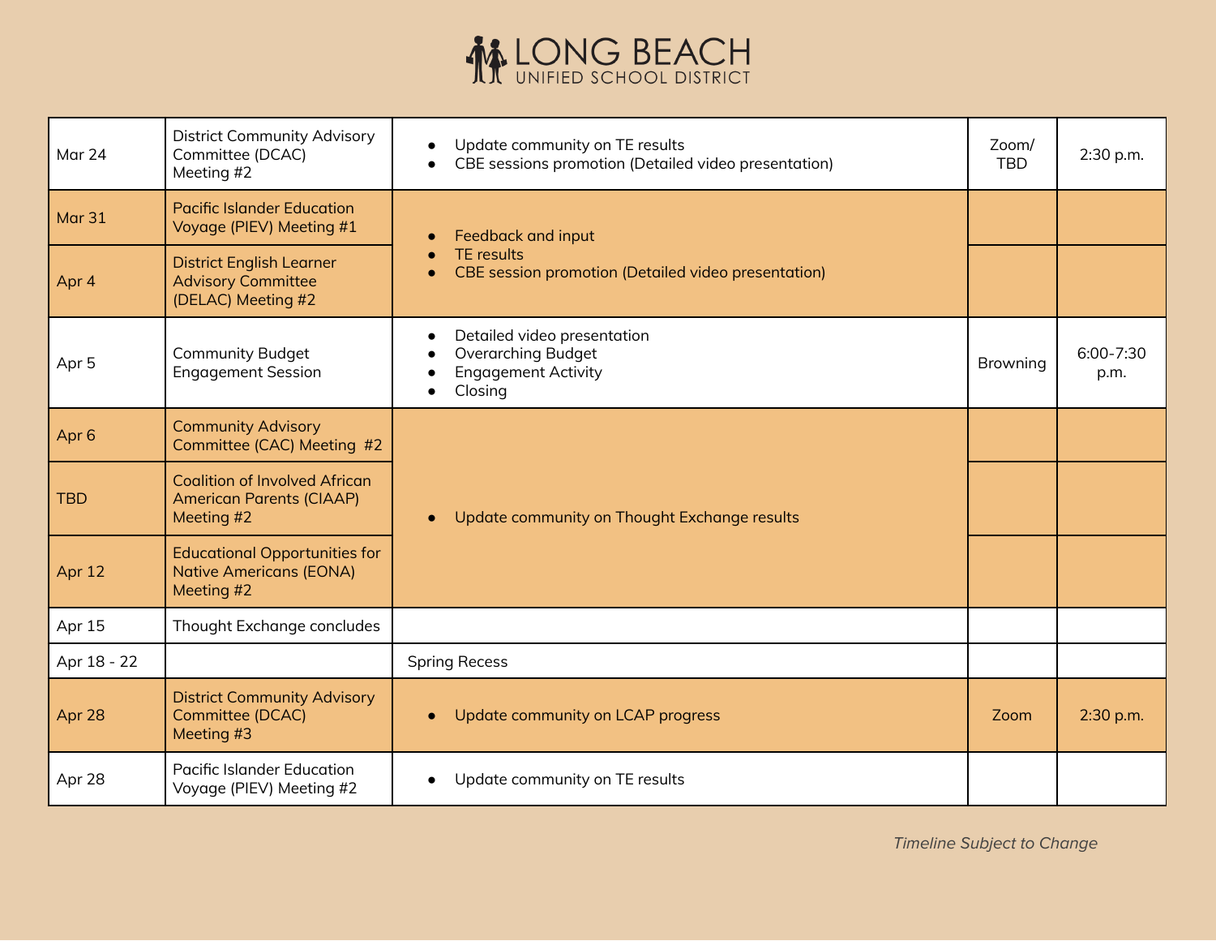# LONG BEACH UNIFIED SCHOOL DISTRICT

| | | | | |
|---|---|---|---|---|
| Mar 24 | District Community Advisory Committee (DCAC) Meeting #2 | • Update community on TE results<br>• CBE sessions promotion (Detailed video presentation) | Zoom/ TBD | 2:30 p.m. |
| Mar 31 | Pacific Islander Education Voyage (PIEV) Meeting #1 | • Feedback and input<br>• TE results<br>• CBE session promotion (Detailed video presentation) | | |
| Apr 4 | District English Learner Advisory Committee (DELAC) Meeting #2 | | | |
| Apr 5 | Community Budget Engagement Session | • Detailed video presentation<br>• Overarching Budget<br>• Engagement Activity<br>• Closing | Browning | 6:00-7:30 p.m. |
| Apr 6 | Community Advisory Committee (CAC) Meeting #2 | • Update community on Thought Exchange results | | |
| TBD | Coalition of Involved African American Parents (CIAAP) Meeting #2 | | | |
| Apr 12 | Educational Opportunities for Native Americans (EONA) Meeting #2 | | | |
| Apr 15 | Thought Exchange concludes | | | |
| Apr 18 - 22 | | Spring Recess | | |
| Apr 28 | District Community Advisory Committee (DCAC) Meeting #3 | • Update community on LCAP progress | Zoom | 2:30 p.m. |
| Apr 28 | Pacific Islander Education Voyage (PIEV) Meeting #2 | • Update community on TE results | | |

*Timeline Subject to Change*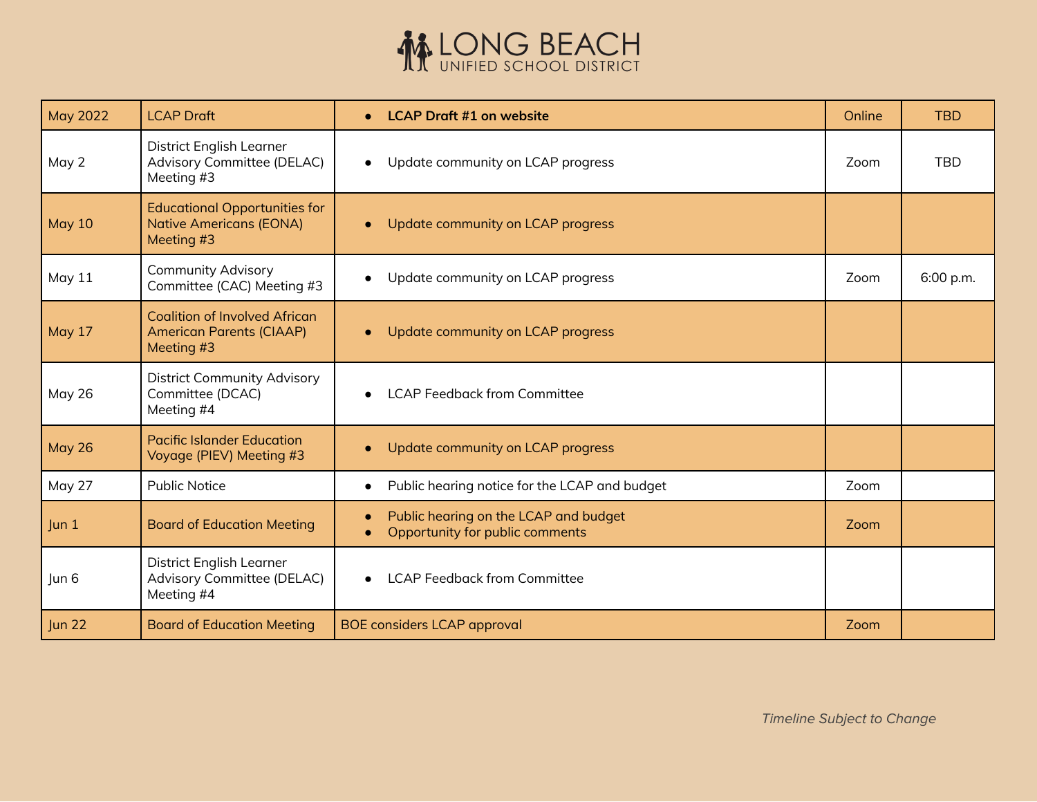LONG BEACH
UNIFIED SCHOOL DISTRICT

| | | | | |
|---|---|---|---|---|
| May 2022 | LCAP Draft | • **LCAP Draft #1 on website** | Online | TBD |
| May 2 | District English Learner Advisory Committee (DELAC) Meeting #3 | • Update community on LCAP progress | Zoom | TBD |
| May 10 | Educational Opportunities for Native Americans (EONA) Meeting #3 | • Update community on LCAP progress | | |
| May 11 | Community Advisory Committee (CAC) Meeting #3 | • Update community on LCAP progress | Zoom | 6:00 p.m. |
| May 17 | Coalition of Involved African American Parents (CIAAP) Meeting #3 | • Update community on LCAP progress | | |
| May 26 | District Community Advisory Committee (DCAC) Meeting #4 | • LCAP Feedback from Committee | | |
| May 26 | Pacific Islander Education Voyage (PIEV) Meeting #3 | • Update community on LCAP progress | | |
| May 27 | Public Notice | • Public hearing notice for the LCAP and budget | Zoom | |
| Jun 1 | Board of Education Meeting | • Public hearing on the LCAP and budget<br>• Opportunity for public comments | Zoom | |
| Jun 6 | District English Learner Advisory Committee (DELAC) Meeting #4 | • LCAP Feedback from Committee | | |
| Jun 22 | Board of Education Meeting | BOE considers LCAP approval | Zoom | |

*Timeline Subject to Change*